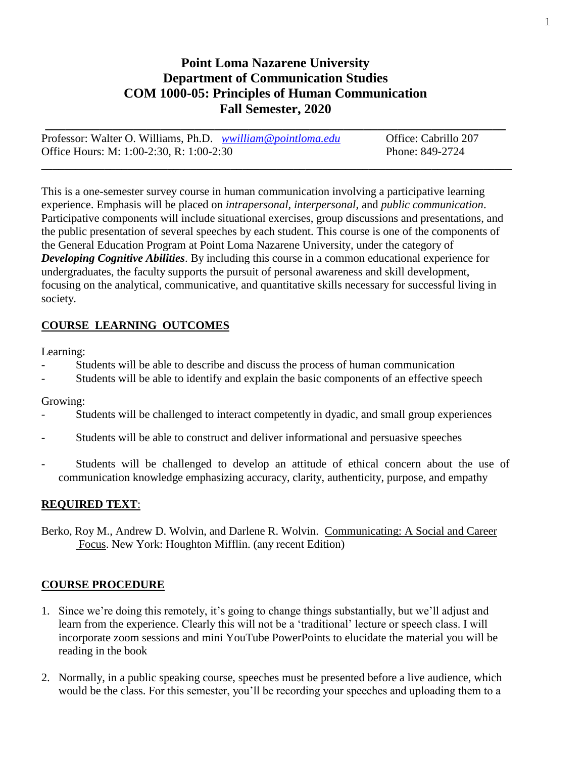# Point Loma Nazarene University
# Department of Communication Studies
# COM 1000-05: Principles of Human Communication
# Fall Semester, 2020

Professor: Walter O. Williams, Ph.D. *wwilliam@pointloma.edu* Office: Cabrillo 207
Office Hours: M: 1:00-2:30, R: 1:00-2:30 Phone: 849-2724

This is a one-semester survey course in human communication involving a participative learning experience. Emphasis will be placed on *intrapersonal, interpersonal*, and *public communication*. Participative components will include situational exercises, group discussions and presentations, and the public presentation of several speeches by each student. This course is one of the components of the General Education Program at Point Loma Nazarene University, under the category of ***Developing Cognitive Abilities***. By including this course in a common educational experience for undergraduates, the faculty supports the pursuit of personal awareness and skill development, focusing on the analytical, communicative, and quantitative skills necessary for successful living in society.

## COURSE LEARNING OUTCOMES

Learning:

- Students will be able to describe and discuss the process of human communication
- Students will be able to identify and explain the basic components of an effective speech

Growing:

- Students will be challenged to interact competently in dyadic, and small group experiences
- Students will be able to construct and deliver informational and persuasive speeches
- Students will be challenged to develop an attitude of ethical concern about the use of communication knowledge emphasizing accuracy, clarity, authenticity, purpose, and empathy

## REQUIRED TEXT:

Berko, Roy M., Andrew D. Wolvin, and Darlene R. Wolvin. Communicating: A Social and Career Focus. New York: Houghton Mifflin. (any recent Edition)

## COURSE PROCEDURE

1. Since we're doing this remotely, it's going to change things substantially, but we'll adjust and learn from the experience. Clearly this will not be a 'traditional' lecture or speech class. I will incorporate zoom sessions and mini YouTube PowerPoints to elucidate the material you will be reading in the book
2. Normally, in a public speaking course, speeches must be presented before a live audience, which would be the class. For this semester, you'll be recording your speeches and uploading them to a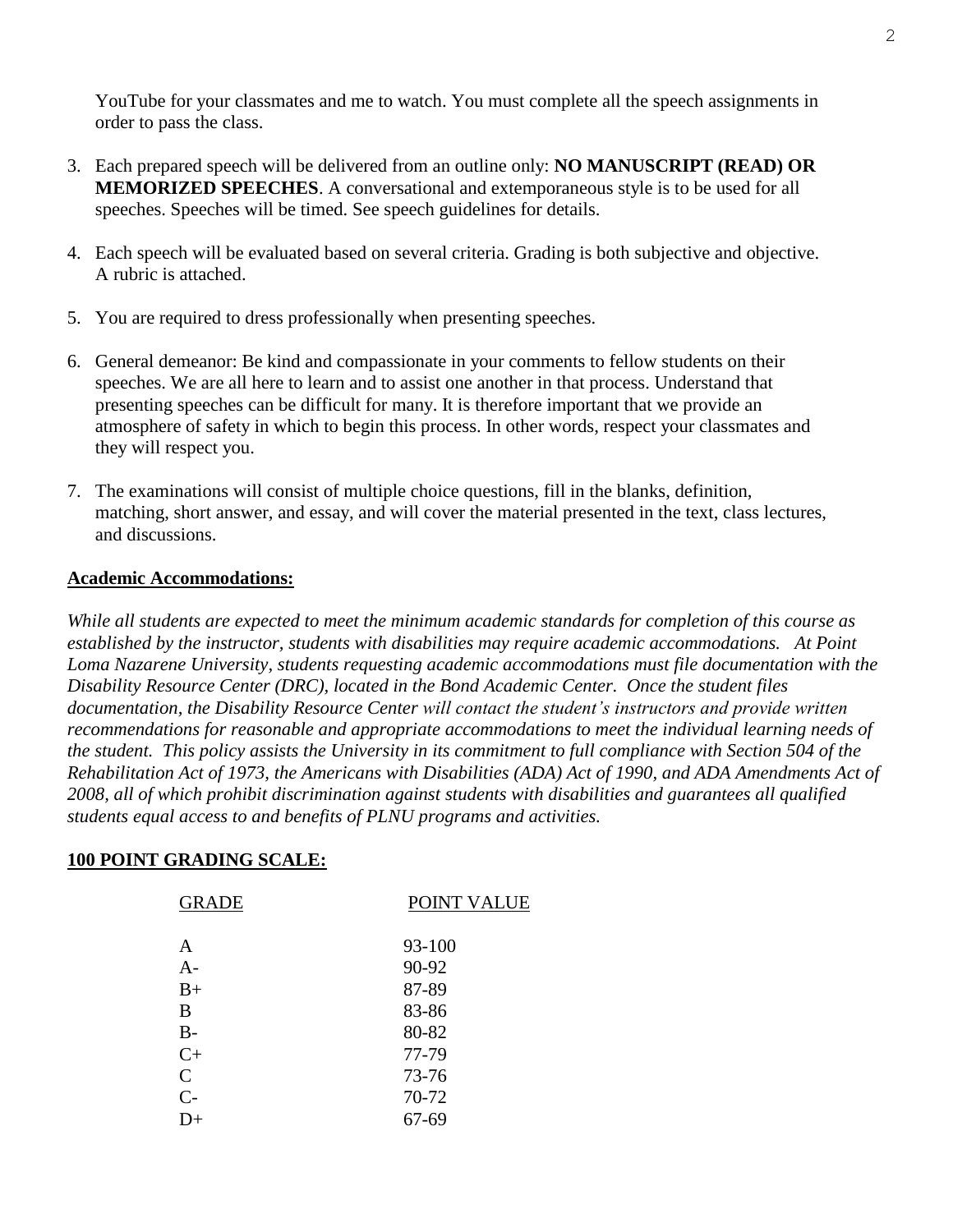YouTube for your classmates and me to watch. You must complete all the speech assignments in order to pass the class.

3. Each prepared speech will be delivered from an outline only: **NO MANUSCRIPT (READ) OR MEMORIZED SPEECHES**. A conversational and extemporaneous style is to be used for all speeches. Speeches will be timed. See speech guidelines for details.

4. Each speech will be evaluated based on several criteria. Grading is both subjective and objective. A rubric is attached.

5. You are required to dress professionally when presenting speeches.

6. General demeanor: Be kind and compassionate in your comments to fellow students on their speeches. We are all here to learn and to assist one another in that process. Understand that presenting speeches can be difficult for many. It is therefore important that we provide an atmosphere of safety in which to begin this process. In other words, respect your classmates and they will respect you.

7. The examinations will consist of multiple choice questions, fill in the blanks, definition, matching, short answer, and essay, and will cover the material presented in the text, class lectures, and discussions.

**Academic Accommodations:**

*While all students are expected to meet the minimum academic standards for completion of this course as established by the instructor, students with disabilities may require academic accommodations. At Point Loma Nazarene University, students requesting academic accommodations must file documentation with the Disability Resource Center (DRC), located in the Bond Academic Center. Once the student files documentation, the Disability Resource Center will contact the student's instructors and provide written recommendations for reasonable and appropriate accommodations to meet the individual learning needs of the student. This policy assists the University in its commitment to full compliance with Section 504 of the Rehabilitation Act of 1973, the Americans with Disabilities (ADA) Act of 1990, and ADA Amendments Act of 2008, all of which prohibit discrimination against students with disabilities and guarantees all qualified students equal access to and benefits of PLNU programs and activities.*

**100 POINT GRADING SCALE:**

| GRADE | POINT VALUE |
|---|---|
| A | 93-100 |
| A- | 90-92 |
| B+ | 87-89 |
| B | 83-86 |
| B- | 80-82 |
| C+ | 77-79 |
| C | 73-76 |
| C- | 70-72 |
| D+ | 67-69 |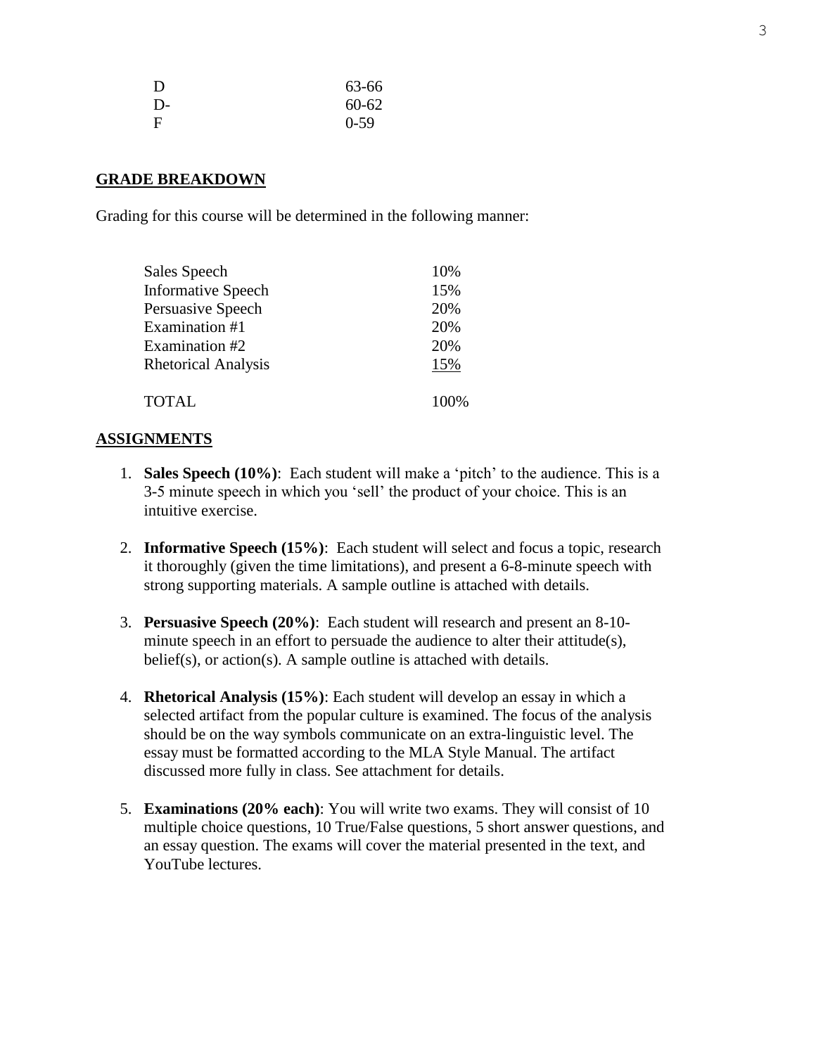| | |
|---|---|
| D | 63-66 |
| D- | 60-62 |
| F | 0-59 |

## GRADE BREAKDOWN

Grading for this course will be determined in the following manner:

| | |
|---|---|
| Sales Speech | 10% |
| Informative Speech | 15% |
| Persuasive Speech | 20% |
| Examination #1 | 20% |
| Examination #2 | 20% |
| Rhetorical Analysis | 15% |
| TOTAL | 100% |

## ASSIGNMENTS

1. **Sales Speech (10%)**: Each student will make a 'pitch' to the audience. This is a 3-5 minute speech in which you 'sell' the product of your choice. This is an intuitive exercise.

2. **Informative Speech (15%)**: Each student will select and focus a topic, research it thoroughly (given the time limitations), and present a 6-8-minute speech with strong supporting materials. A sample outline is attached with details.

3. **Persuasive Speech (20%)**: Each student will research and present an 8-10-minute speech in an effort to persuade the audience to alter their attitude(s), belief(s), or action(s). A sample outline is attached with details.

4. **Rhetorical Analysis (15%)**: Each student will develop an essay in which a selected artifact from the popular culture is examined. The focus of the analysis should be on the way symbols communicate on an extra-linguistic level. The essay must be formatted according to the MLA Style Manual. The artifact discussed more fully in class. See attachment for details.

5. **Examinations (20% each)**: You will write two exams. They will consist of 10 multiple choice questions, 10 True/False questions, 5 short answer questions, and an essay question. The exams will cover the material presented in the text, and YouTube lectures.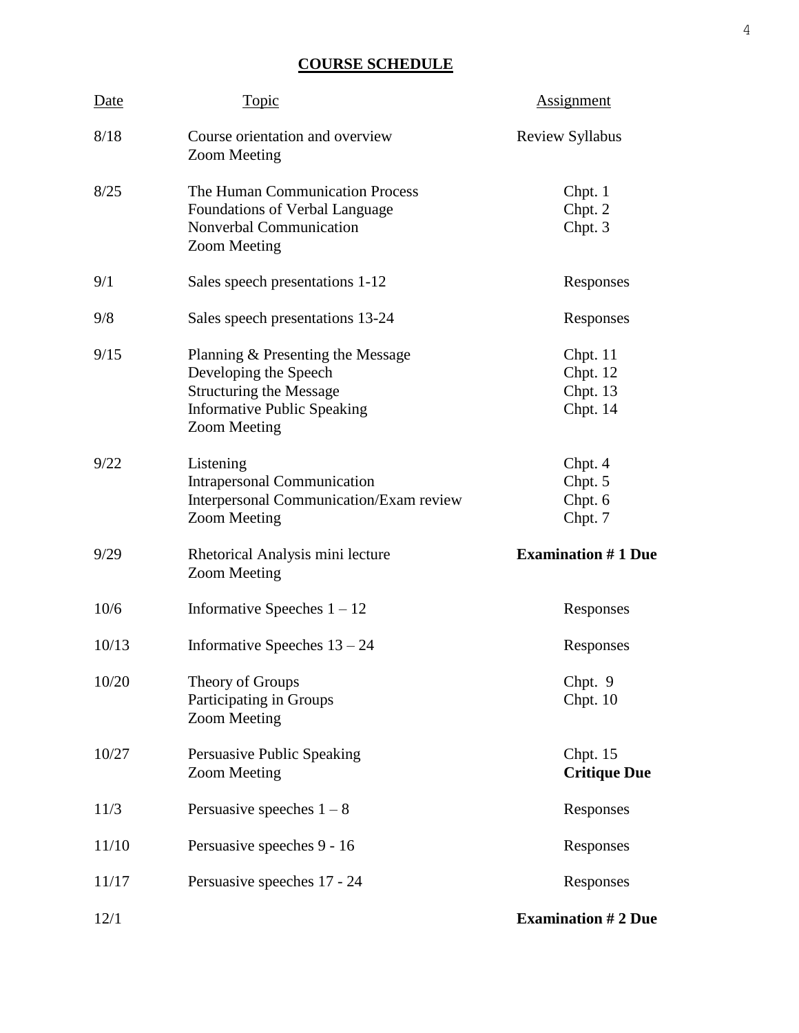## COURSE SCHEDULE

| Date | Topic | Assignment |
| --- | --- | --- |
| 8/18 | Course orientation and overview<br>Zoom Meeting | Review Syllabus |
| 8/25 | The Human Communication Process<br>Foundations of Verbal Language<br>Nonverbal Communication<br>Zoom Meeting | Chpt. 1<br>Chpt. 2<br>Chpt. 3 |
| 9/1 | Sales speech presentations 1-12 | Responses |
| 9/8 | Sales speech presentations 13-24 | Responses |
| 9/15 | Planning & Presenting the Message<br>Developing the Speech<br>Structuring the Message<br>Informative Public Speaking<br>Zoom Meeting | Chpt. 11<br>Chpt. 12<br>Chpt. 13<br>Chpt. 14 |
| 9/22 | Listening<br>Intrapersonal Communication<br>Interpersonal Communication/Exam review<br>Zoom Meeting | Chpt. 4<br>Chpt. 5<br>Chpt. 6<br>Chpt. 7 |
| 9/29 | Rhetorical Analysis mini lecture<br>Zoom Meeting | **Examination # 1 Due** |
| 10/6 | Informative Speeches 1 – 12 | Responses |
| 10/13 | Informative Speeches 13 – 24 | Responses |
| 10/20 | Theory of Groups<br>Participating in Groups<br>Zoom Meeting | Chpt. 9<br>Chpt. 10 |
| 10/27 | Persuasive Public Speaking<br>Zoom Meeting | Chpt. 15<br>**Critique Due** |
| 11/3 | Persuasive speeches 1 – 8 | Responses |
| 11/10 | Persuasive speeches 9 - 16 | Responses |
| 11/17 | Persuasive speeches 17 - 24 | Responses |
| 12/1 | | **Examination # 2 Due** |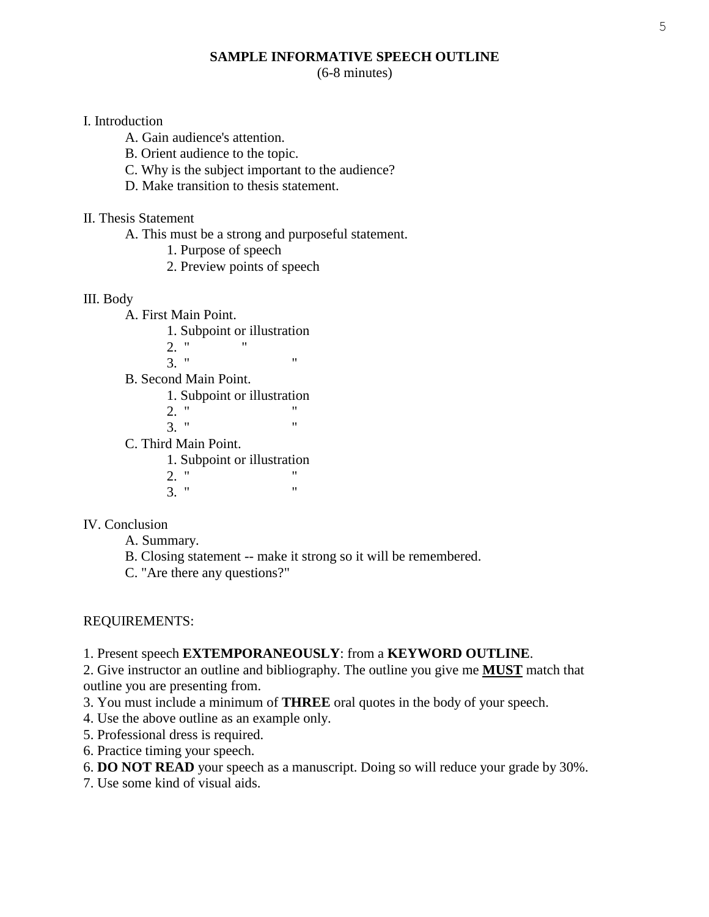## SAMPLE INFORMATIVE SPEECH OUTLINE

(6-8 minutes)

I. Introduction
   - A. Gain audience's attention.
   - B. Orient audience to the topic.
   - C. Why is the subject important to the audience?
   - D. Make transition to thesis statement.

II. Thesis Statement
   - A. This must be a strong and purposeful statement.
      1. Purpose of speech
      2. Preview points of speech

III. Body
   - A. First Main Point.
      1. Subpoint or illustration
      2. " "
      3. " "
   - B. Second Main Point.
      1. Subpoint or illustration
      2. " "
      3. " "
   - C. Third Main Point.
      1. Subpoint or illustration
      2. " "
      3. " "

IV. Conclusion
   - A. Summary.
   - B. Closing statement -- make it strong so it will be remembered.
   - C. "Are there any questions?"

REQUIREMENTS:

1. Present speech **EXTEMPORANEOUSLY**: from a **KEYWORD OUTLINE**.
2. Give instructor an outline and bibliography. The outline you give me **<u>MUST</u>** match that outline you are presenting from.
3. You must include a minimum of **THREE** oral quotes in the body of your speech.
4. Use the above outline as an example only.
5. Professional dress is required.
6. Practice timing your speech.
6. **DO NOT READ** your speech as a manuscript. Doing so will reduce your grade by 30%.
7. Use some kind of visual aids.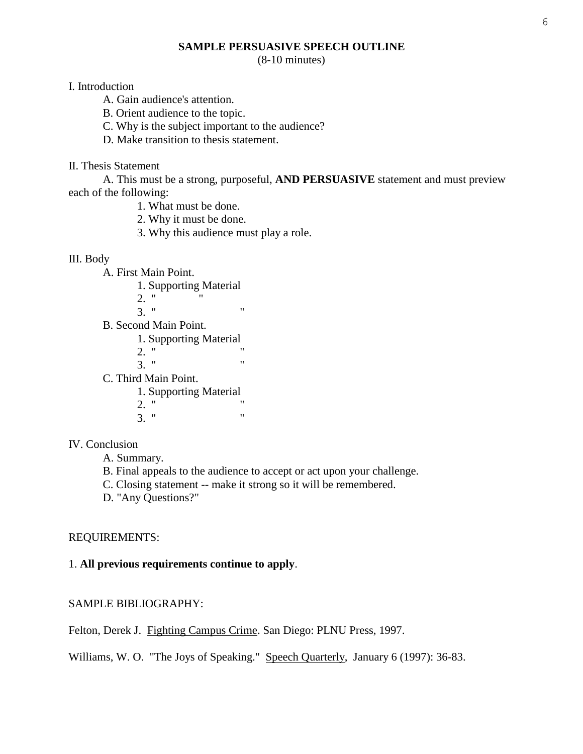## SAMPLE PERSUASIVE SPEECH OUTLINE

(8-10 minutes)

I. Introduction

- A. Gain audience's attention.
- B. Orient audience to the topic.
- C. Why is the subject important to the audience?
- D. Make transition to thesis statement.

II. Thesis Statement

- A. This must be a strong, purposeful, **AND PERSUASIVE** statement and must preview each of the following:
  - 1. What must be done.
  - 2. Why it must be done.
  - 3. Why this audience must play a role.

III. Body

- A. First Main Point.
  - 1. Supporting Material
  - 2. " "
  - 3. " "
- B. Second Main Point.
  - 1. Supporting Material
  - 2. " "
  - 3. " "
- C. Third Main Point.
  - 1. Supporting Material
  - 2. " "
  - 3. " "

IV. Conclusion

- A. Summary.
- B. Final appeals to the audience to accept or act upon your challenge.
- C. Closing statement -- make it strong so it will be remembered.
- D. "Any Questions?"

REQUIREMENTS:

1. **All previous requirements continue to apply**.

SAMPLE BIBLIOGRAPHY:

Felton, Derek J. <u>Fighting Campus Crime</u>. San Diego: PLNU Press, 1997.

Williams, W. O. "The Joys of Speaking." <u>Speech Quarterly</u>, January 6 (1997): 36-83.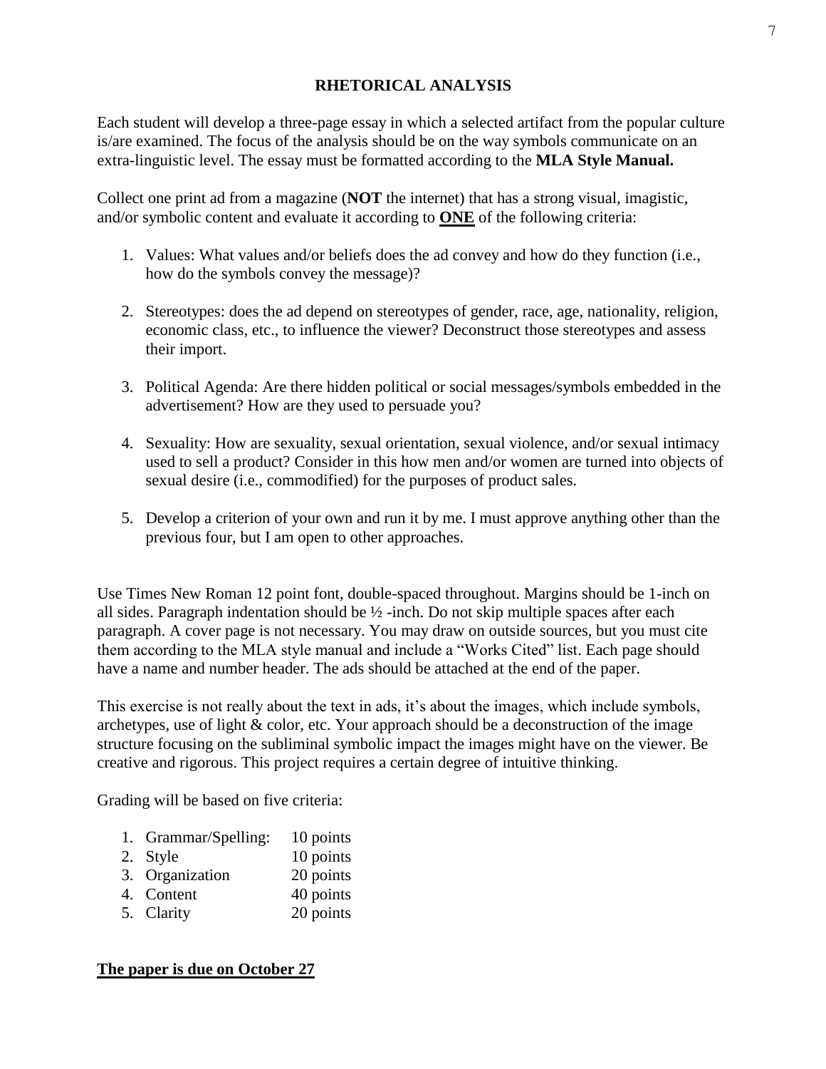# RHETORICAL ANALYSIS

Each student will develop a three-page essay in which a selected artifact from the popular culture is/are examined. The focus of the analysis should be on the way symbols communicate on an extra-linguistic level. The essay must be formatted according to the **MLA Style Manual.**

Collect one print ad from a magazine (**NOT** the internet) that has a strong visual, imagistic, and/or symbolic content and evaluate it according to **<u>ONE</u>** of the following criteria:

1. Values: What values and/or beliefs does the ad convey and how do they function (i.e., how do the symbols convey the message)?
2. Stereotypes: does the ad depend on stereotypes of gender, race, age, nationality, religion, economic class, etc., to influence the viewer? Deconstruct those stereotypes and assess their import.
3. Political Agenda: Are there hidden political or social messages/symbols embedded in the advertisement? How are they used to persuade you?
4. Sexuality: How are sexuality, sexual orientation, sexual violence, and/or sexual intimacy used to sell a product? Consider in this how men and/or women are turned into objects of sexual desire (i.e., commodified) for the purposes of product sales.
5. Develop a criterion of your own and run it by me. I must approve anything other than the previous four, but I am open to other approaches.

Use Times New Roman 12 point font, double-spaced throughout. Margins should be 1-inch on all sides. Paragraph indentation should be ½ -inch. Do not skip multiple spaces after each paragraph. A cover page is not necessary. You may draw on outside sources, but you must cite them according to the MLA style manual and include a "Works Cited" list. Each page should have a name and number header. The ads should be attached at the end of the paper.

This exercise is not really about the text in ads, it's about the images, which include symbols, archetypes, use of light & color, etc. Your approach should be a deconstruction of the image structure focusing on the subliminal symbolic impact the images might have on the viewer. Be creative and rigorous. This project requires a certain degree of intuitive thinking.

Grading will be based on five criteria:

1. Grammar/Spelling: 10 points
2. Style 10 points
3. Organization 20 points
4. Content 40 points
5. Clarity 20 points

**<u>The paper is due on October 27</u>**